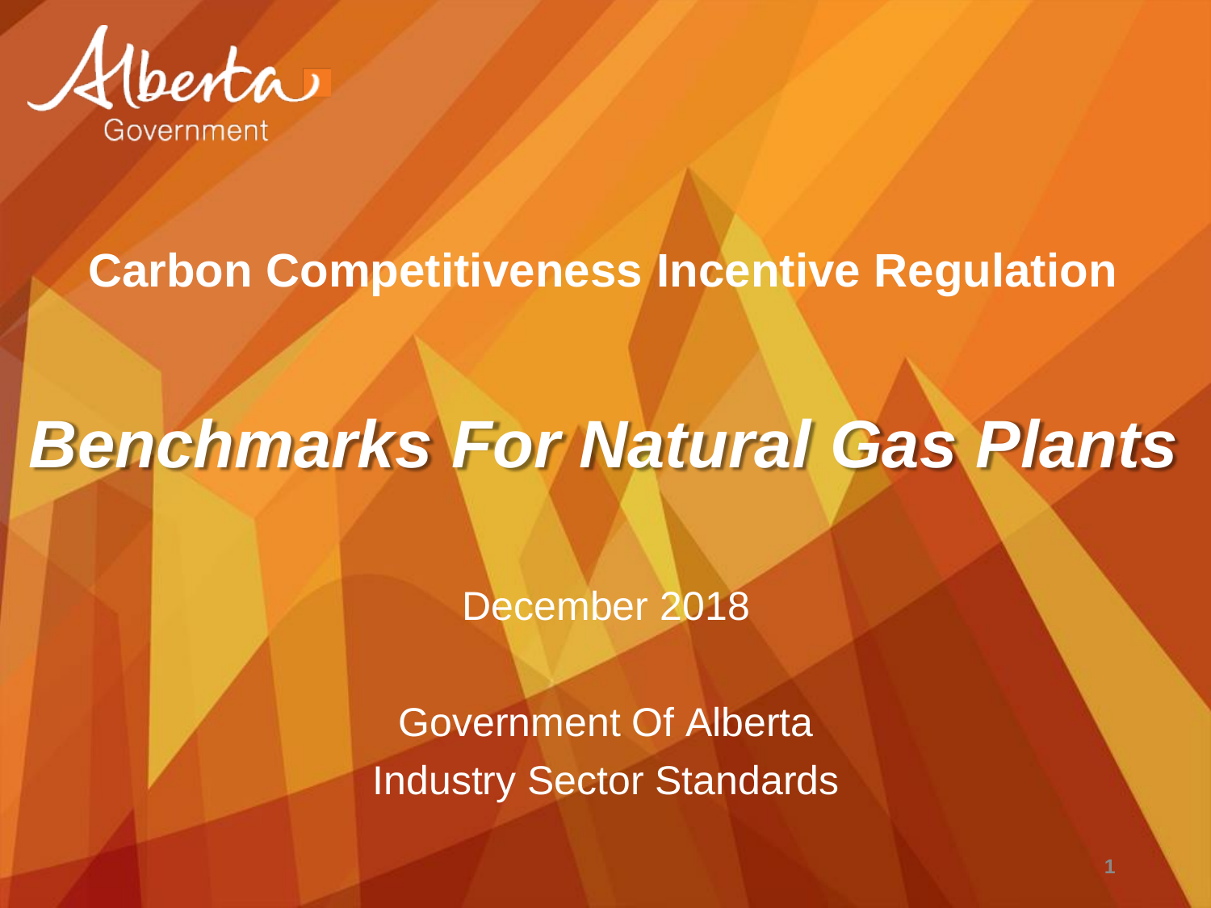Alberta Government

## Carbon Competitiveness Incentive Regulation

# *Benchmarks For Natural Gas Plants*

December 2018

Government Of Alberta
Industry Sector Standards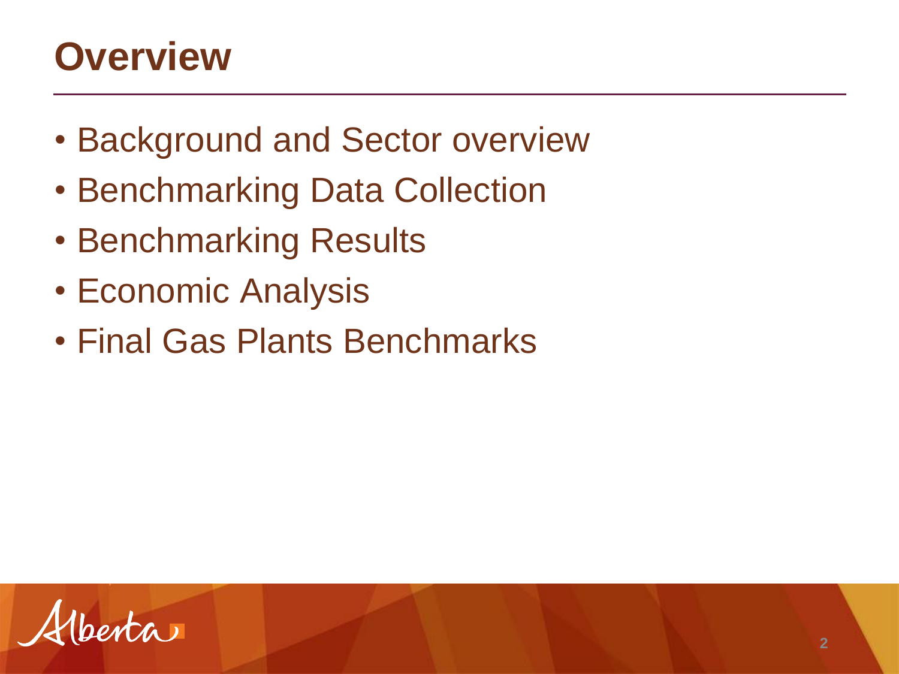# Overview

- Background and Sector overview
- Benchmarking Data Collection
- Benchmarking Results
- Economic Analysis
- Final Gas Plants Benchmarks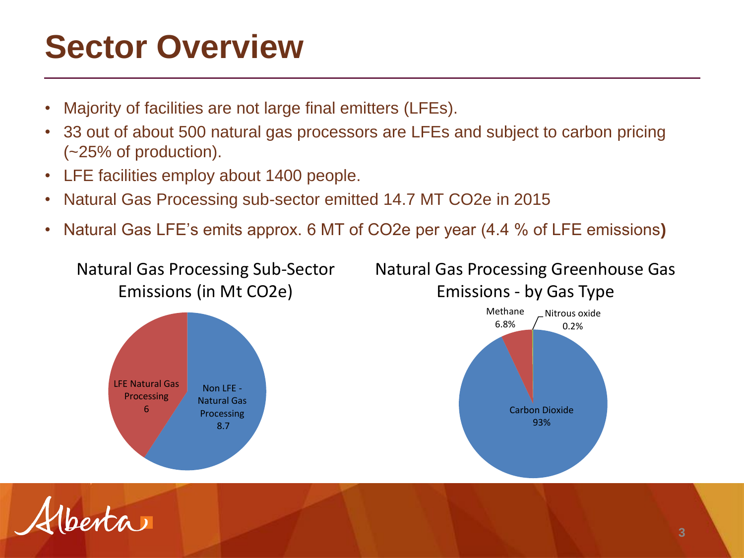# Sector Overview

- Majority of facilities are not large final emitters (LFEs).
- 33 out of about 500 natural gas processors are LFEs and subject to carbon pricing (~25% of production).
- LFE facilities employ about 1400 people.
- Natural Gas Processing sub-sector emitted 14.7 MT $CO_2e$ in 2015
- Natural Gas LFE's emits approx. 6 MT of $CO_2e$ per year (4.4 % of LFE emissions)

Natural Gas Processing Sub-Sector Emissions (in Mt $CO_2e$)

| Category | Emissions (Mt $CO_2e$) |
| --- | --- |
| LFE Natural Gas Processing | 6 |
| Non LFE - Natural Gas Processing | 8.7 |

Natural Gas Processing Greenhouse Gas Emissions - by Gas Type

| Gas Type | Share |
| --- | --- |
| Carbon Dioxide | 93% |
| Methane | 6.8% |
| Nitrous oxide | 0.2% |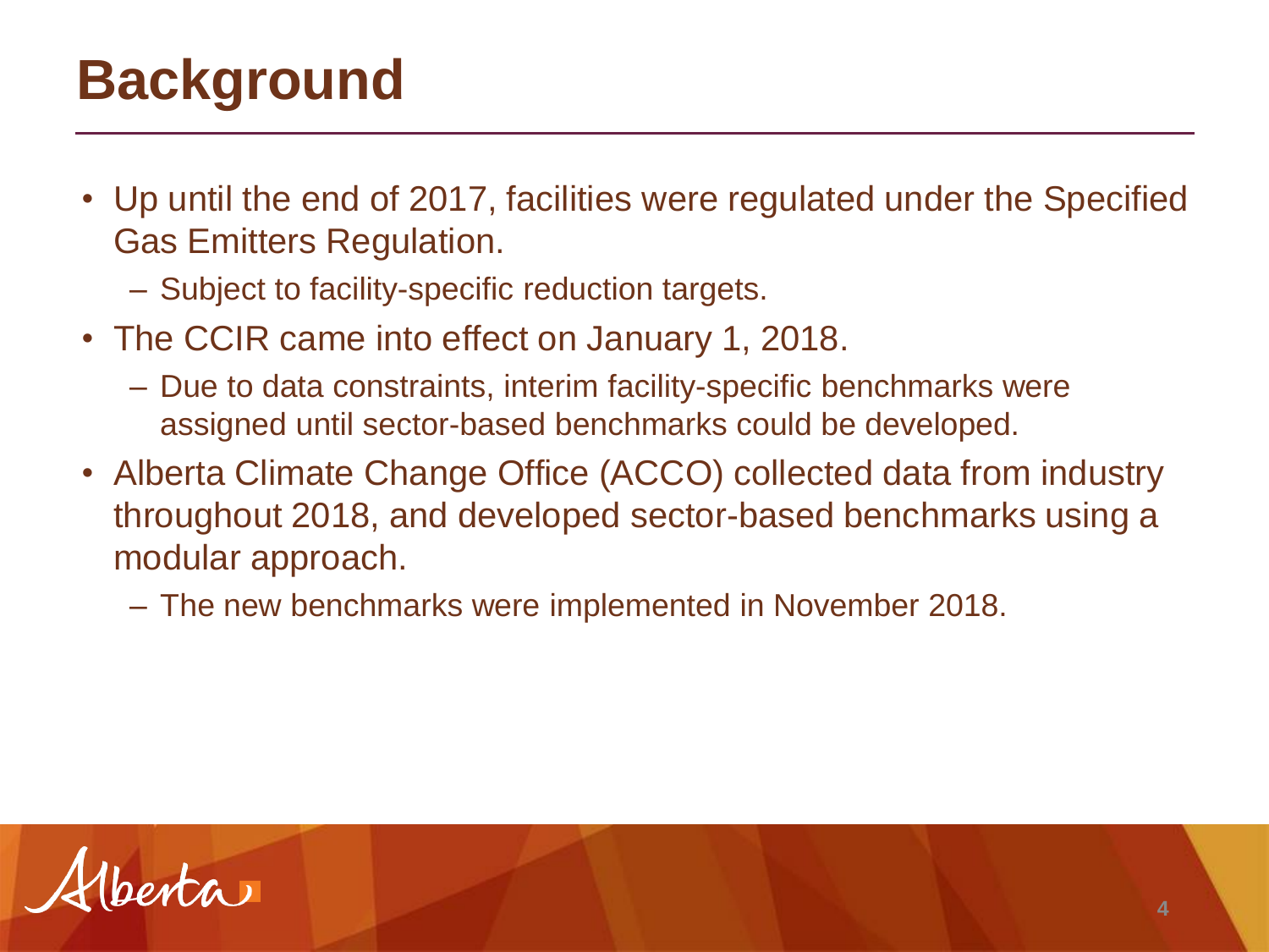# Background

- Up until the end of 2017, facilities were regulated under the Specified Gas Emitters Regulation.
  - Subject to facility-specific reduction targets.
- The CCIR came into effect on January 1, 2018.
  - Due to data constraints, interim facility-specific benchmarks were assigned until sector-based benchmarks could be developed.
- Alberta Climate Change Office (ACCO) collected data from industry throughout 2018, and developed sector-based benchmarks using a modular approach.
  - The new benchmarks were implemented in November 2018.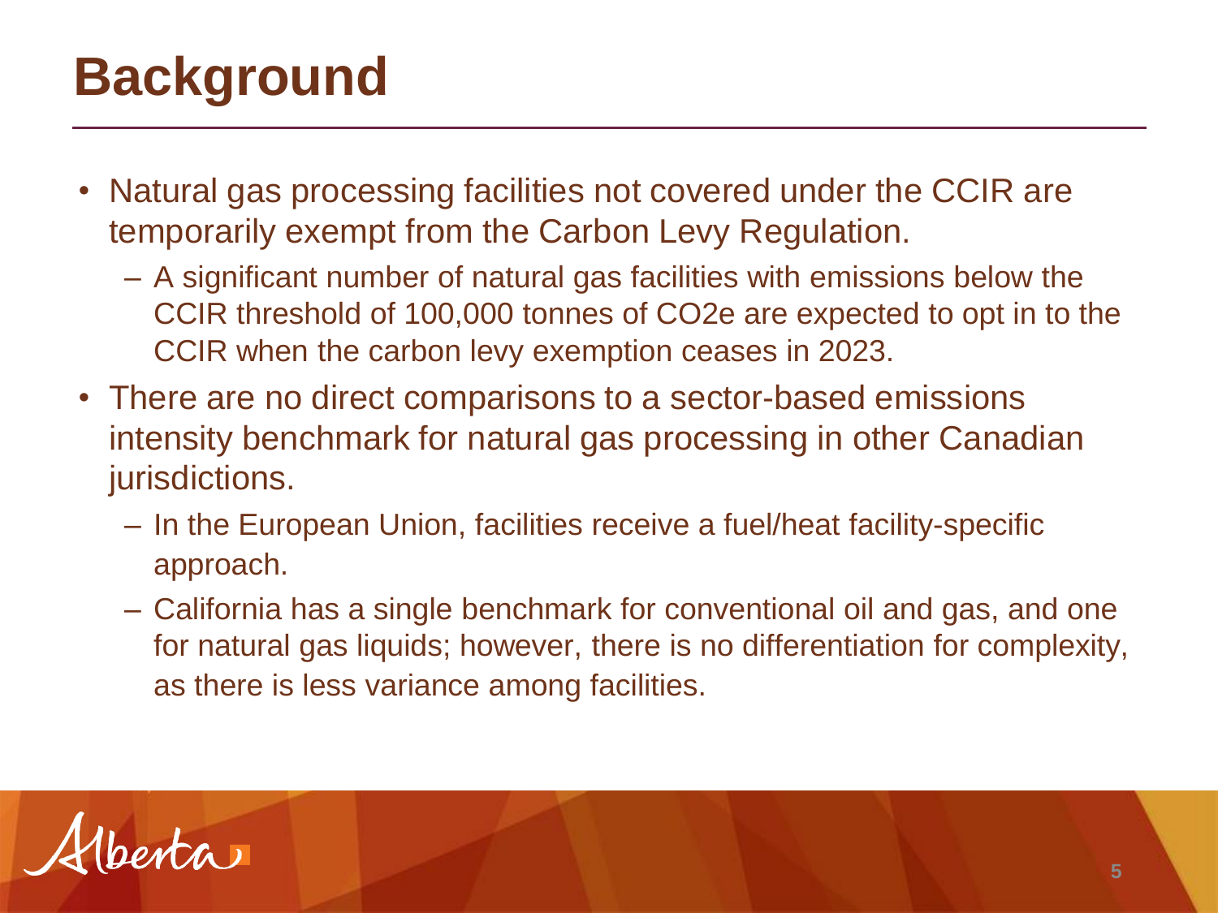# Background

- Natural gas processing facilities not covered under the CCIR are temporarily exempt from the Carbon Levy Regulation.
  - A significant number of natural gas facilities with emissions below the CCIR threshold of 100,000 tonnes of $CO_2e$ are expected to opt in to the CCIR when the carbon levy exemption ceases in 2023.
- There are no direct comparisons to a sector-based emissions intensity benchmark for natural gas processing in other Canadian jurisdictions.
  - In the European Union, facilities receive a fuel/heat facility-specific approach.
  - California has a single benchmark for conventional oil and gas, and one for natural gas liquids; however, there is no differentiation for complexity, as there is less variance among facilities.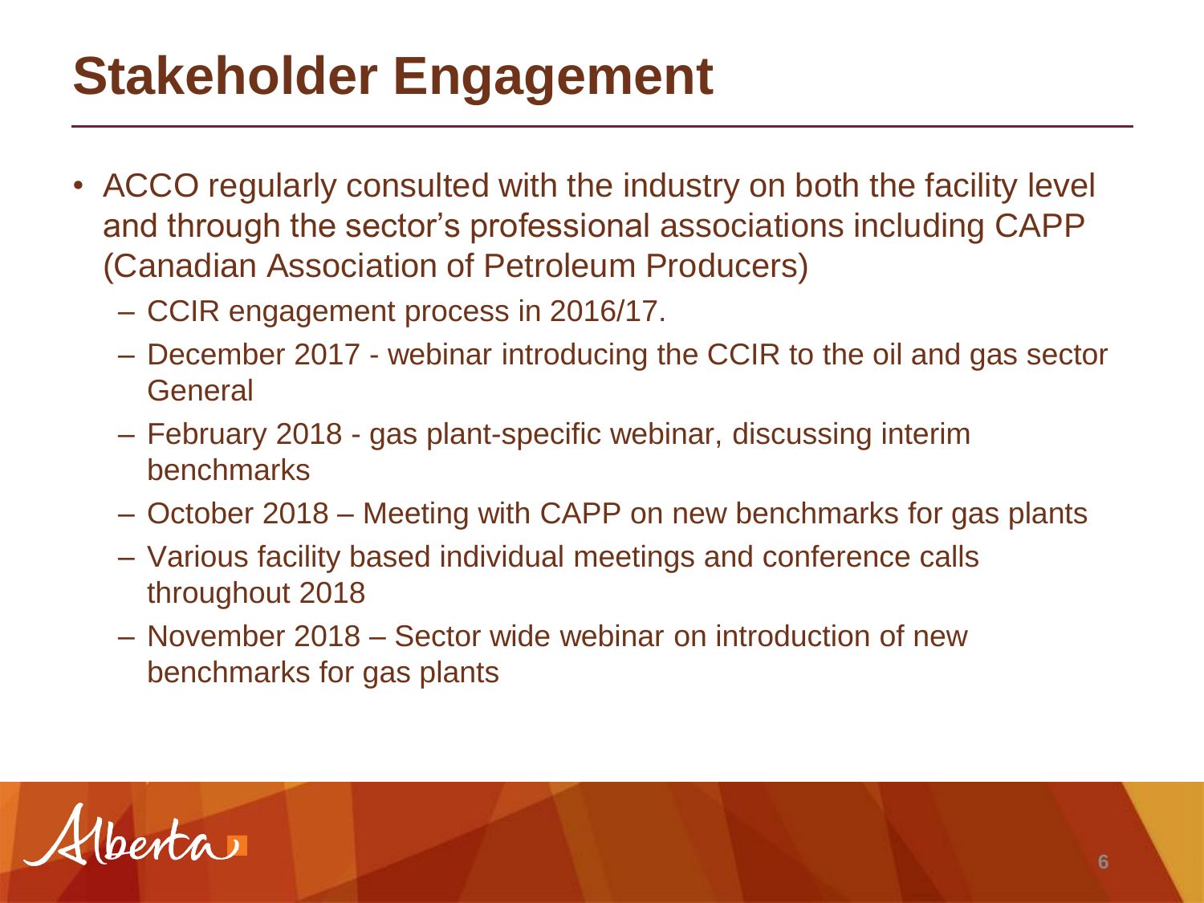# Stakeholder Engagement

- ACCO regularly consulted with the industry on both the facility level and through the sector's professional associations including CAPP (Canadian Association of Petroleum Producers)
  - CCIR engagement process in 2016/17.
  - December 2017 - webinar introducing the CCIR to the oil and gas sector General
  - February 2018 - gas plant-specific webinar, discussing interim benchmarks
  - October 2018 – Meeting with CAPP on new benchmarks for gas plants
  - Various facility based individual meetings and conference calls throughout 2018
  - November 2018 – Sector wide webinar on introduction of new benchmarks for gas plants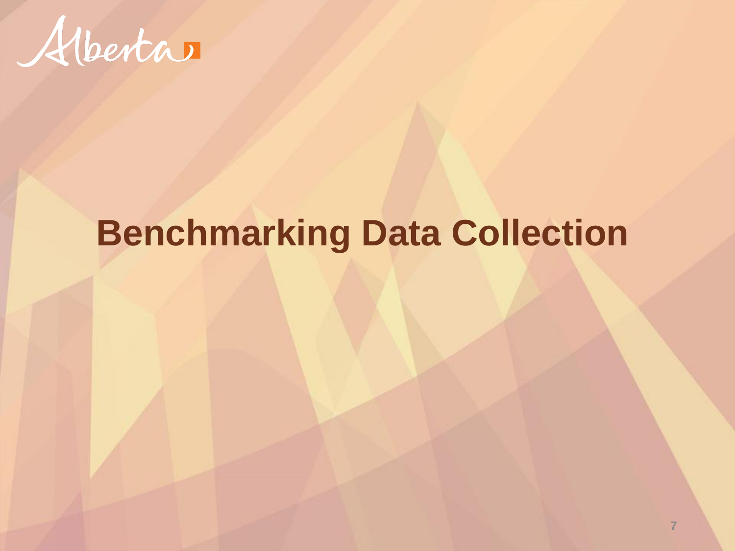# Benchmarking Data Collection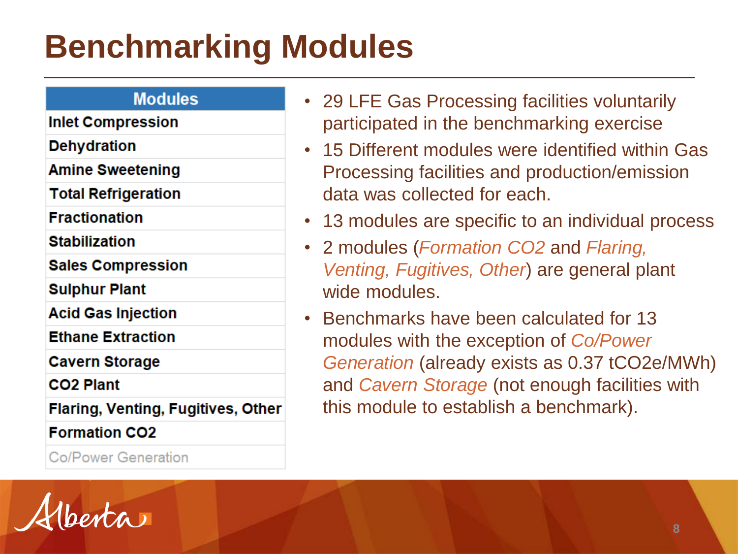# Benchmarking Modules

| Modules |
|---|
| **Inlet Compression** |
| **Dehydration** |
| **Amine Sweetening** |
| **Total Refrigeration** |
| **Fractionation** |
| **Stabilization** |
| **Sales Compression** |
| **Sulphur Plant** |
| **Acid Gas Injection** |
| **Ethane Extraction** |
| **Cavern Storage** |
| **CO2 Plant** |
| **Flaring, Venting, Fugitives, Other** |
| **Formation CO2** |
| Co/Power Generation |

- 29 LFE Gas Processing facilities voluntarily participated in the benchmarking exercise
- 15 Different modules were identified within Gas Processing facilities and production/emission data was collected for each.
- 13 modules are specific to an individual process
- 2 modules (*Formation CO2* and *Flaring, Venting, Fugitives, Other*) are general plant wide modules.
- Benchmarks have been calculated for 13 modules with the exception of *Co/Power Generation* (already exists as 0.37 $tCO_2e/MWh$) and *Cavern Storage* (not enough facilities with this module to establish a benchmark).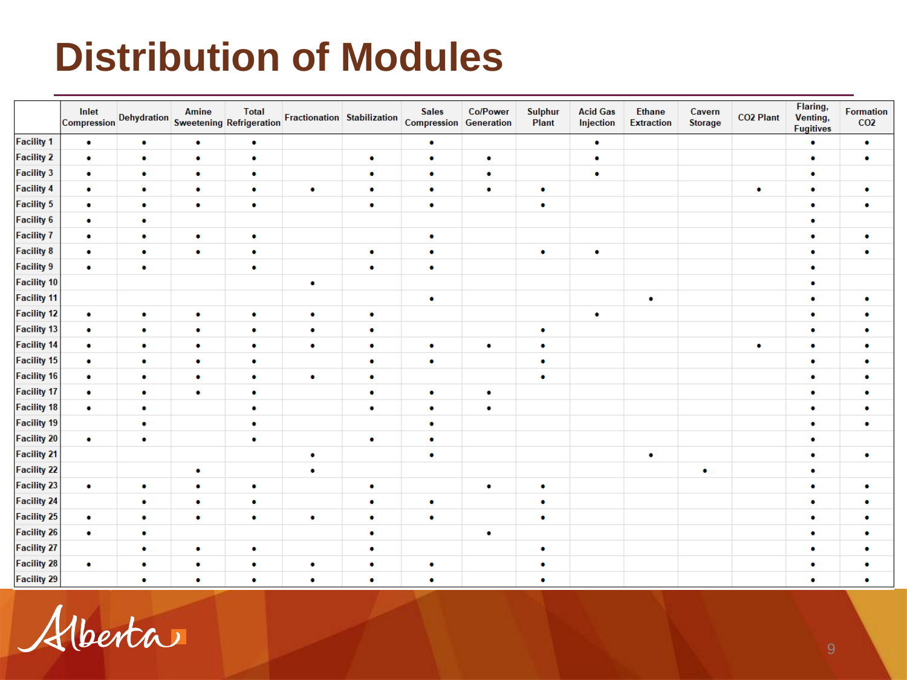# Distribution of Modules

| | Inlet Compression | Dehydration | Amine Sweetening | Total Refrigeration | Fractionation | Stabilization | Sales Compression | Co/Power Generation | Sulphur Plant | Acid Gas Injection | Ethane Extraction | Cavern Storage | CO2 Plant | Flaring, Venting, Fugitives | Formation CO2 |
|---|---|---|---|---|---|---|---|---|---|---|---|---|---|---|---|
| Facility 1 | • | • | • | • | | | • | | | • | | | | • | • |
| Facility 2 | • | • | • | • | | • | • | • | | • | | | | • | • |
| Facility 3 | • | • | • | • | | • | • | • | | • | | | | • | |
| Facility 4 | • | • | • | • | • | • | • | • | • | | | | • | • | • |
| Facility 5 | • | • | • | • | | • | • | | • | | | | | • | • |
| Facility 6 | • | • | | | | | | | | | | | | • | |
| Facility 7 | • | • | • | • | | | • | | | | | | | • | • |
| Facility 8 | • | • | • | • | | • | • | | • | • | | | | • | • |
| Facility 9 | • | • | | • | | • | • | | | | | | | • | |
| Facility 10 | | | | | • | | | | | | | | | • | |
| Facility 11 | | | | | | | • | | | | • | | | • | • |
| Facility 12 | • | • | • | • | • | • | | | | • | | | | • | • |
| Facility 13 | • | • | • | • | • | • | | | • | | | | | • | • |
| Facility 14 | • | • | • | • | • | • | • | • | • | | | | • | • | • |
| Facility 15 | • | • | • | • | | • | • | | • | | | | | • | • |
| Facility 16 | • | • | • | • | • | • | | | • | | | | | • | • |
| Facility 17 | • | • | • | • | | • | • | • | | | | | | • | • |
| Facility 18 | • | • | | • | | • | • | • | | | | | | • | • |
| Facility 19 | | • | | • | | | • | | | | | | | • | • |
| Facility 20 | • | • | | • | | • | • | | | | | | | • | |
| Facility 21 | | | | | • | | • | | | | • | | | • | • |
| Facility 22 | | | • | | • | | | | | | | • | | • | |
| Facility 23 | • | • | • | • | | • | | • | • | | | | | • | • |
| Facility 24 | | • | • | • | | • | • | | • | | | | | • | • |
| Facility 25 | • | • | • | • | • | • | • | | • | | | | | • | • |
| Facility 26 | • | • | | | | • | | • | | | | | | • | • |
| Facility 27 | | • | • | • | | • | | | • | | | | | • | • |
| Facility 28 | • | • | • | • | • | • | • | | • | | | | | • | • |
| Facility 29 | | • | • | • | • | • | • | | • | | | | | • | • |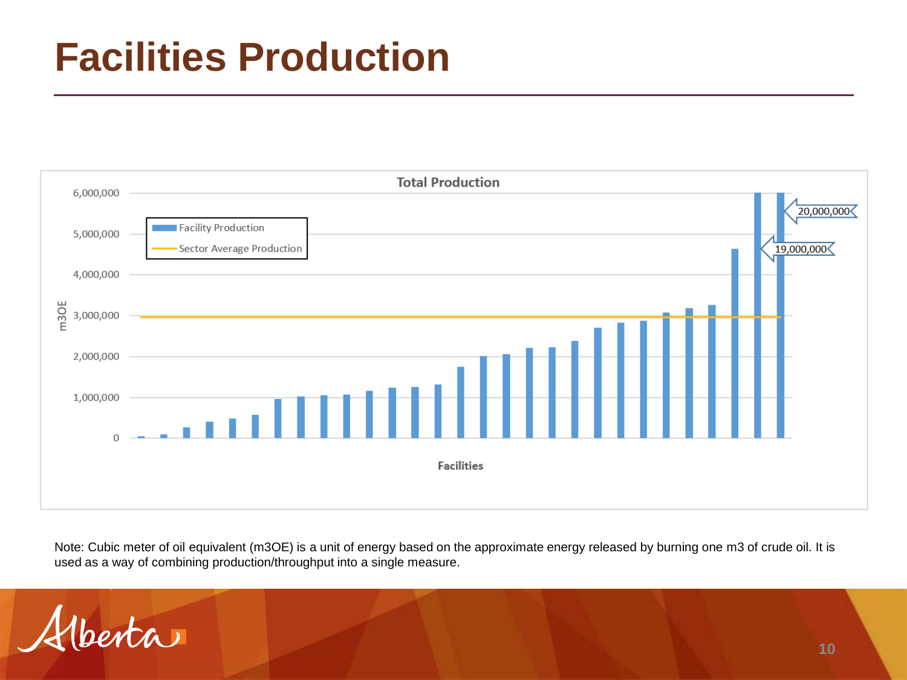# Facilities Production

**Total Production**

- Facility Production
- Sector Average Production

m3OE: 0; 1,000,000; 2,000,000; 3,000,000; 4,000,000; 5,000,000; 6,000,000

Facilities

20,000,000

19,000,000

Note: Cubic meter of oil equivalent (m3OE) is a unit of energy based on the approximate energy released by burning one m3 of crude oil. It is used as a way of combining production/throughput into a single measure.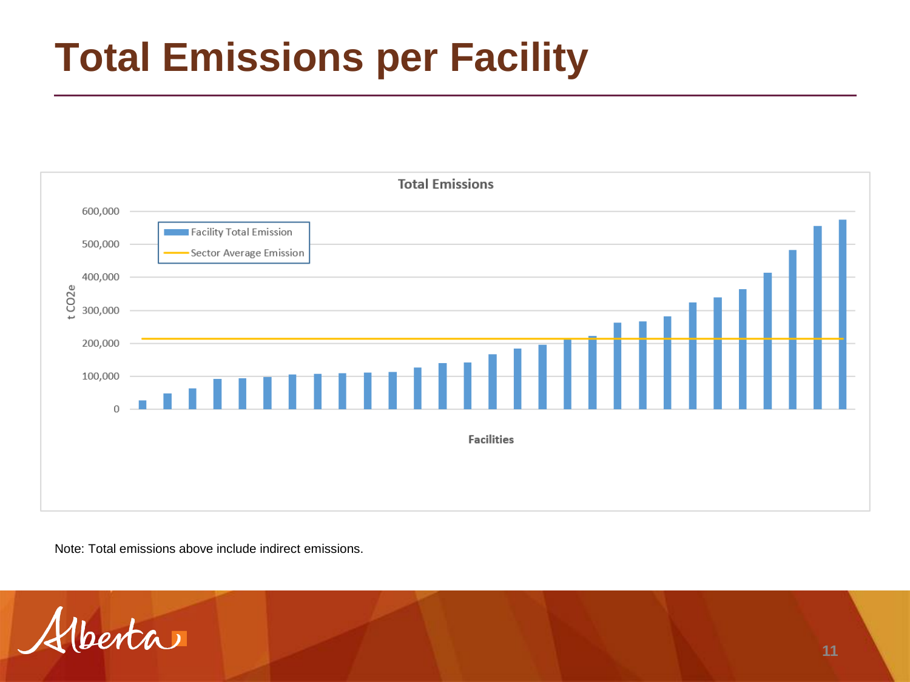# Total Emissions per Facility

**Total Emissions**

Facility Total Emission

Sector Average Emission

t CO2e

600,000
500,000
400,000
300,000
200,000
100,000
0

**Facilities**

Note: Total emissions above include indirect emissions.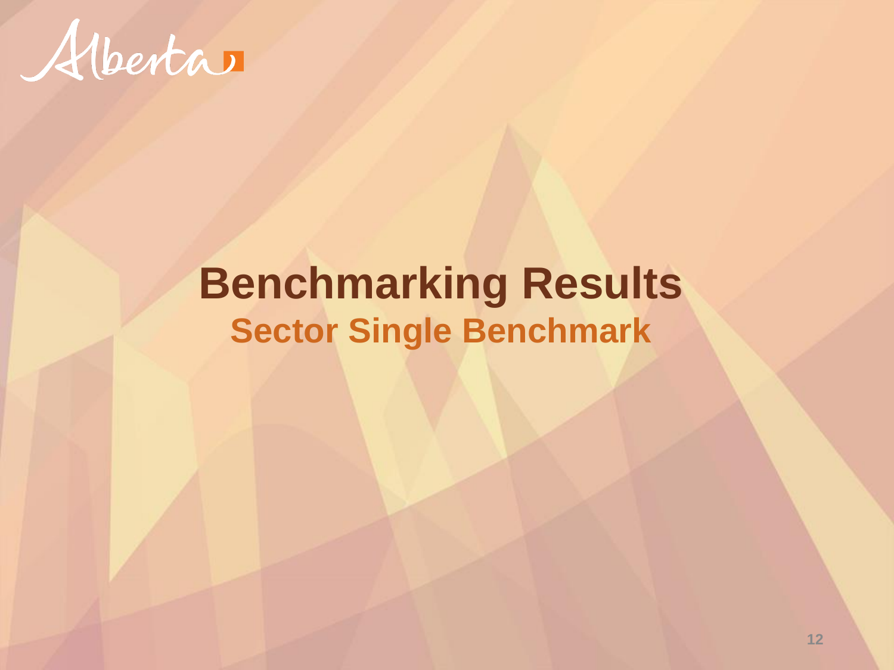# Benchmarking Results

## Sector Single Benchmark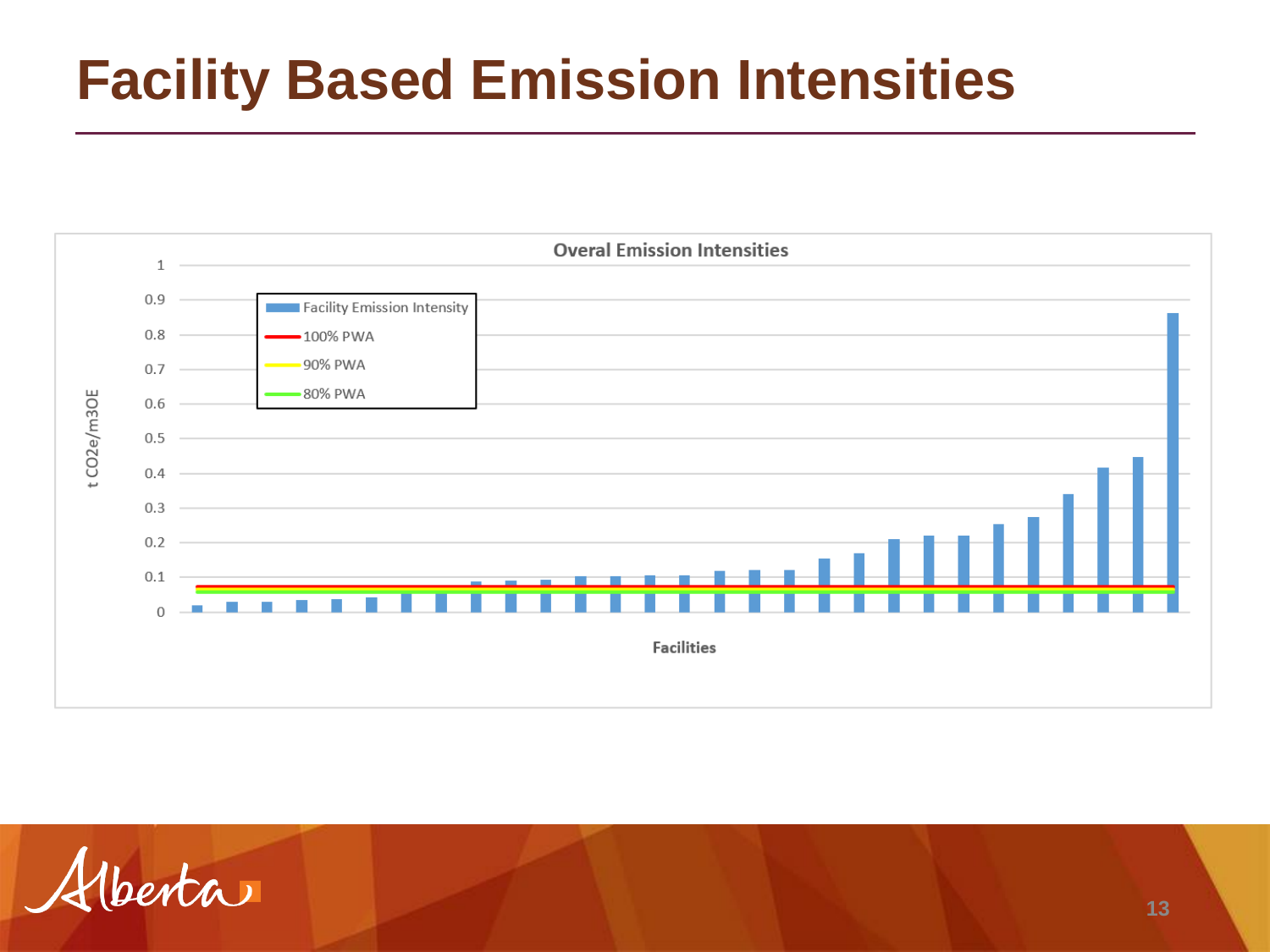# Facility Based Emission Intensities

**Overal Emission Intensities**

t CO2e/m3OE

Facilities

- Facility Emission Intensity
- 100% PWA
- 90% PWA
- 80% PWA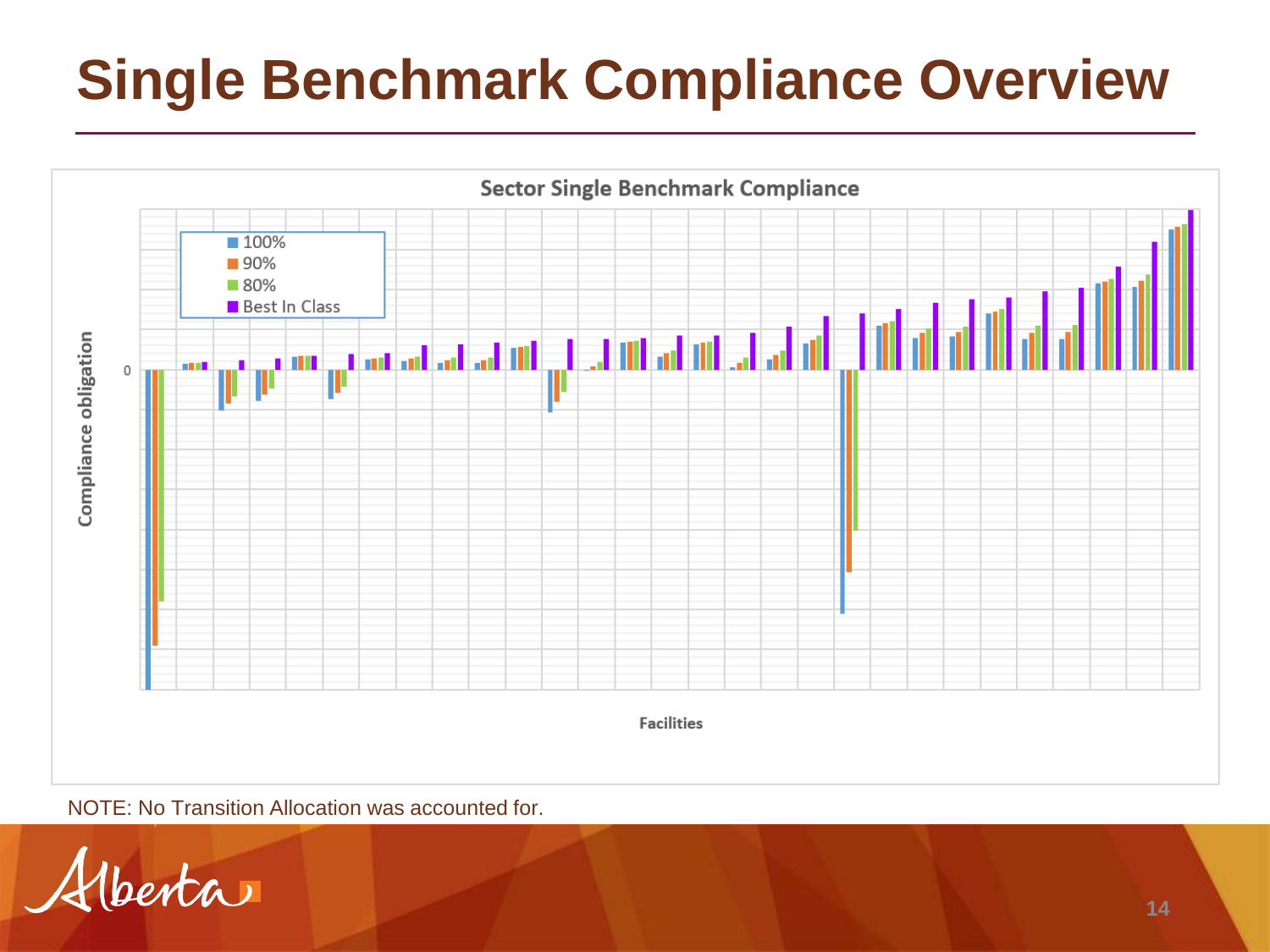# Single Benchmark Compliance Overview

**Sector Single Benchmark Compliance**

- 100%
- 90%
- 80%
- Best In Class

Compliance obligation

0

Facilities

NOTE: No Transition Allocation was accounted for.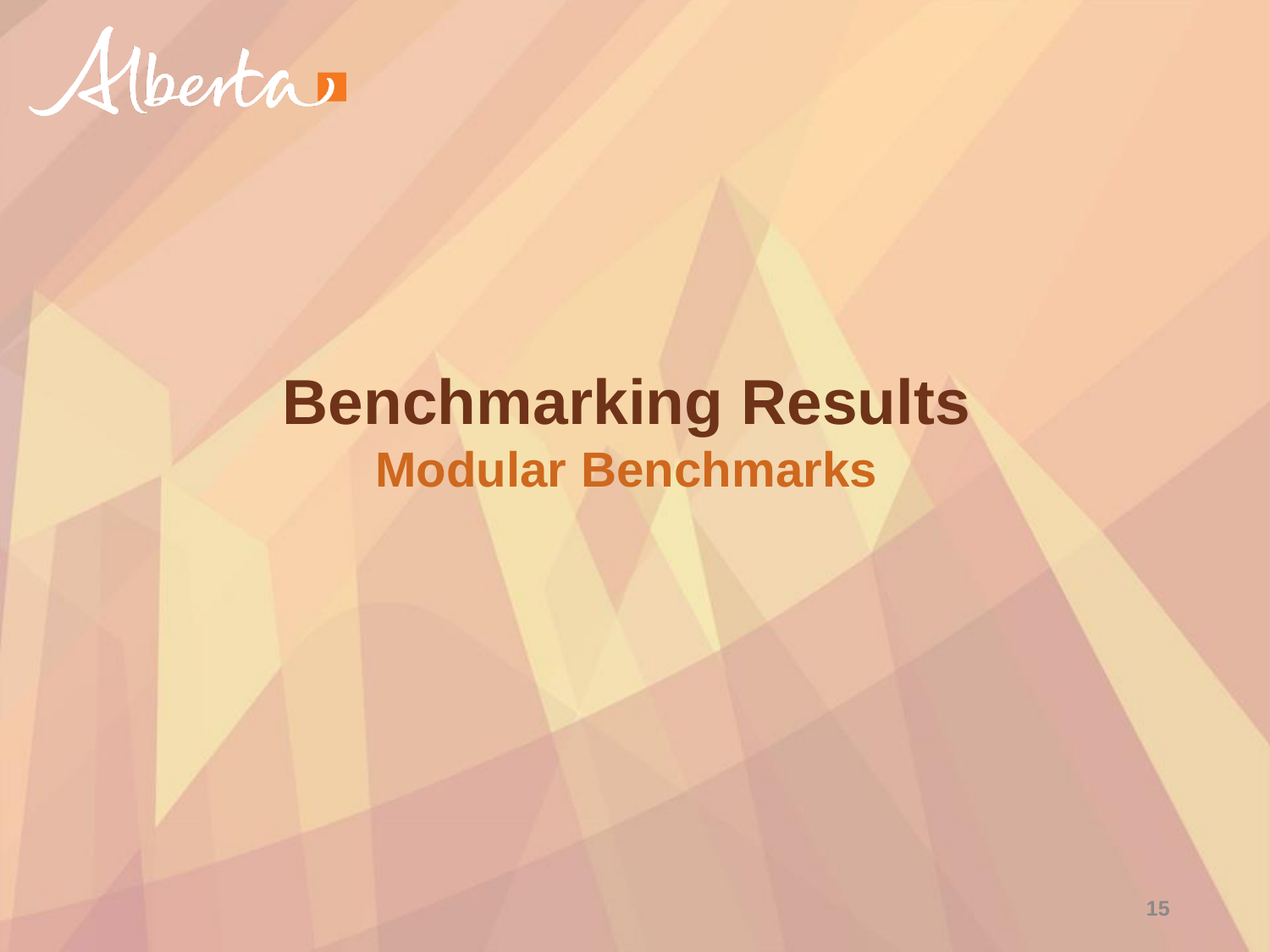# Benchmarking Results

## Modular Benchmarks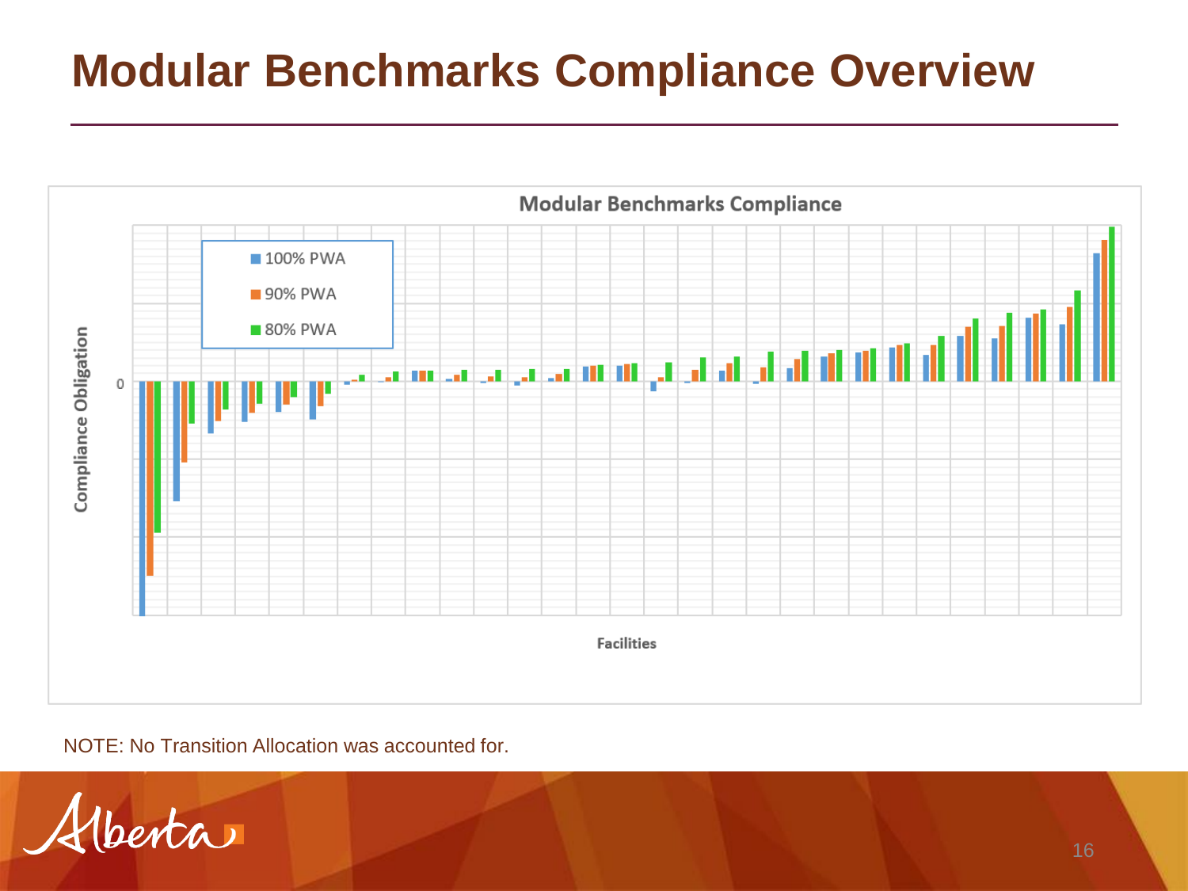# Modular Benchmarks Compliance Overview

**Modular Benchmarks Compliance**

- 100% PWA
- 90% PWA
- 80% PWA

Compliance Obligation

0

Facilities

NOTE: No Transition Allocation was accounted for.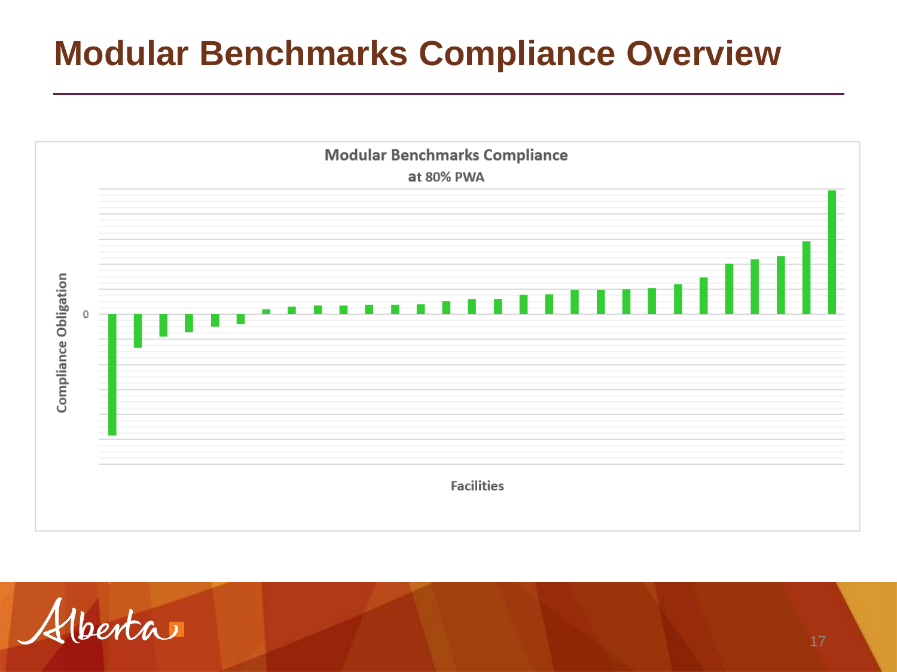# Modular Benchmarks Compliance Overview

Modular Benchmarks Compliance

at 80% PWA

Compliance Obligation

0

Facilities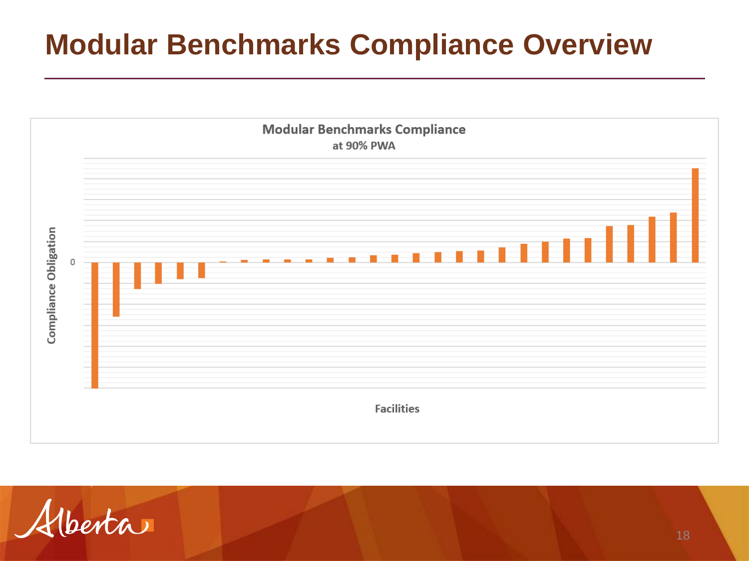# Modular Benchmarks Compliance Overview

**Modular Benchmarks Compliance**
at 90% PWA

Compliance Obligation

0

Facilities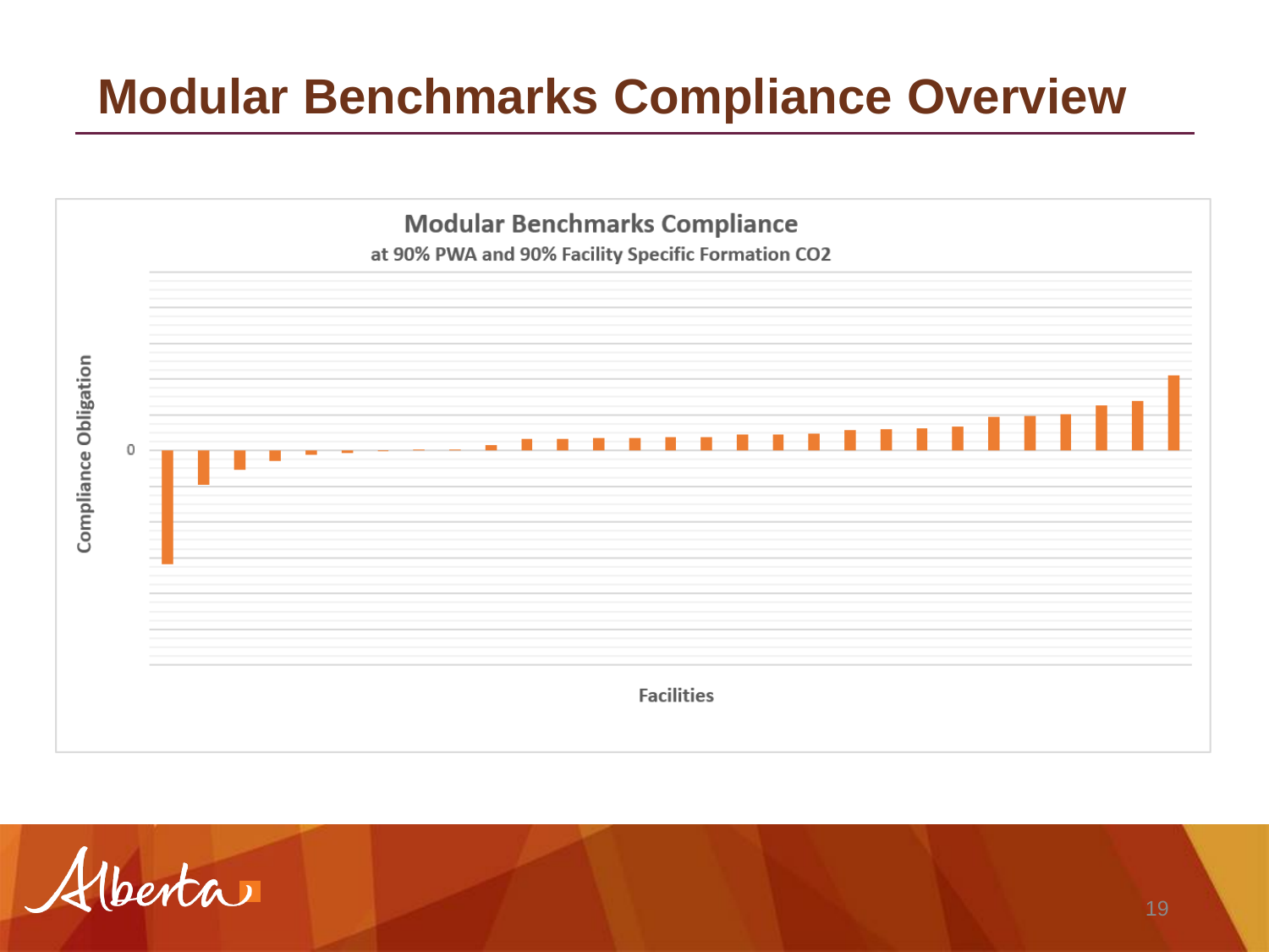# Modular Benchmarks Compliance Overview

**Modular Benchmarks Compliance**

at 90% PWA and 90% Facility Specific Formation CO2

Compliance Obligation

0

Facilities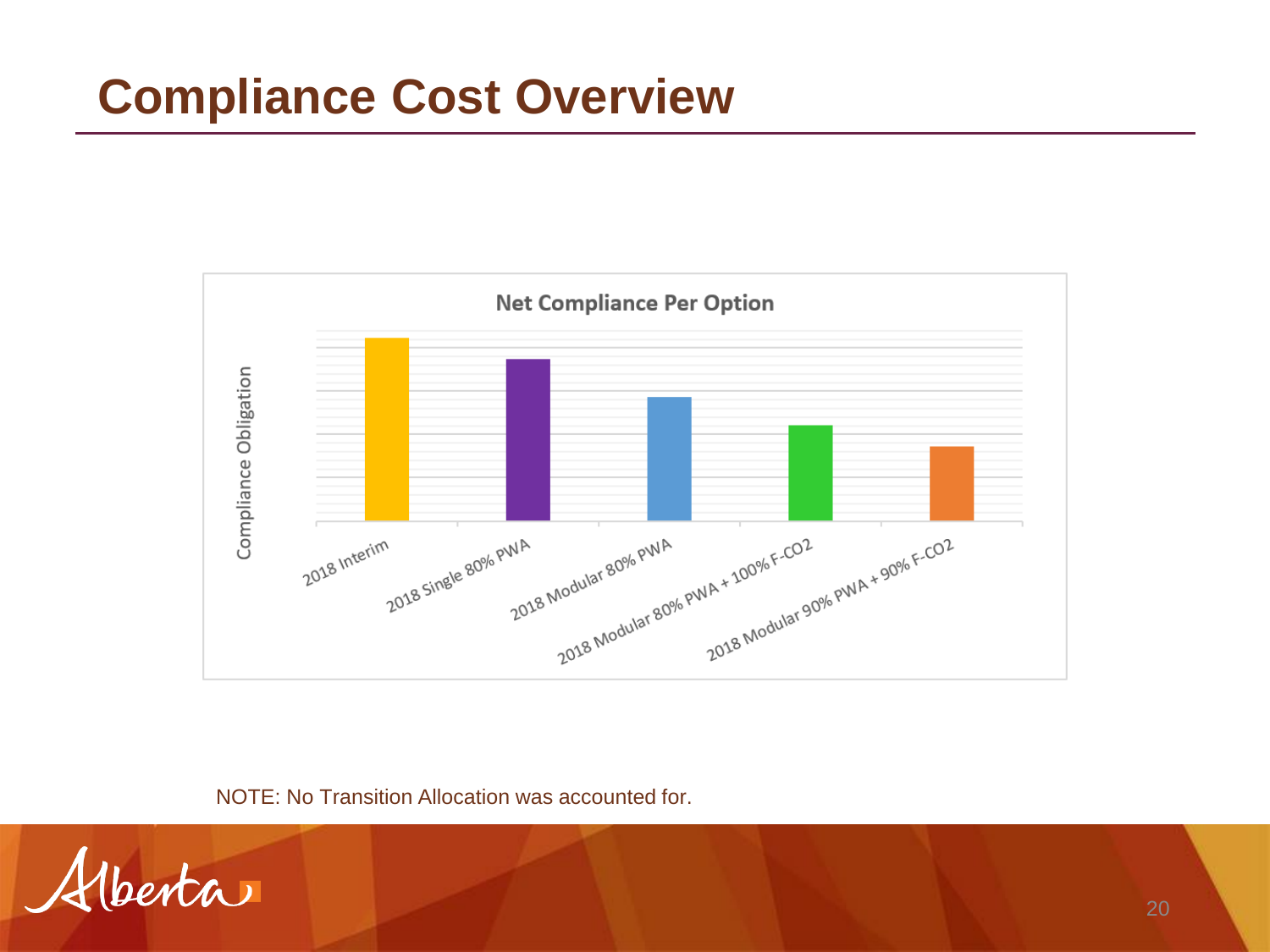# Compliance Cost Overview

**Net Compliance Per Option**

Compliance Obligation

- 2018 Interim
- 2018 Single 80% PWA
- 2018 Modular 80% PWA
- 2018 Modular 80% PWA + 100% F-CO2
- 2018 Modular 90% PWA + 90% F-CO2

NOTE: No Transition Allocation was accounted for.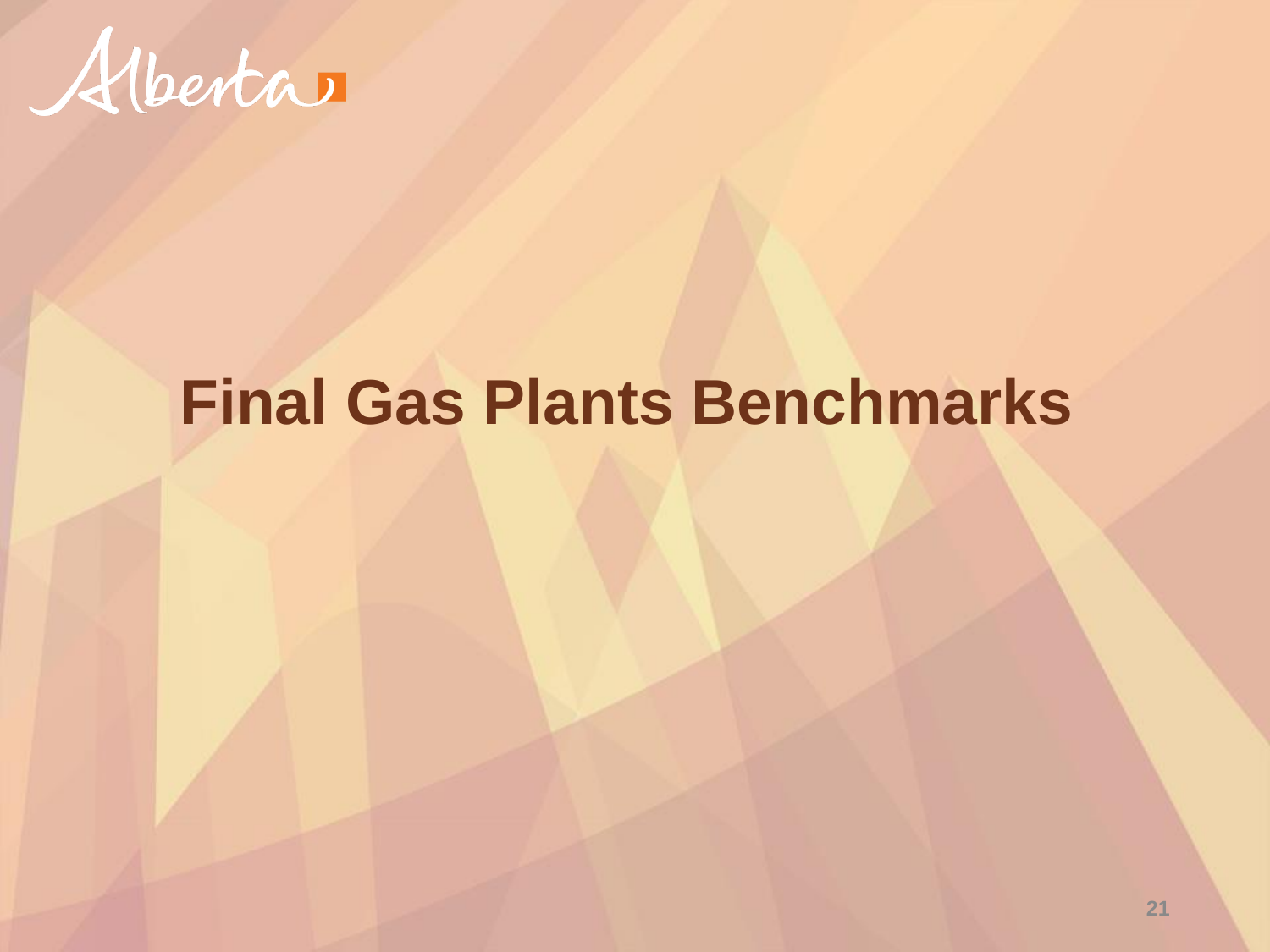# Final Gas Plants Benchmarks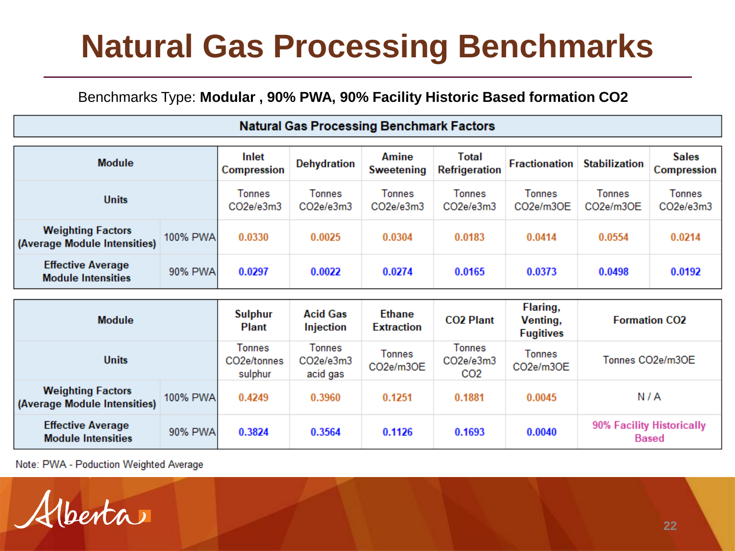# Natural Gas Processing Benchmarks

Benchmarks Type: **Modular , 90% PWA, 90% Facility Historic Based formation CO2**

**Natural Gas Processing Benchmark Factors**

| Module | | Inlet Compression | Dehydration | Amine Sweetening | Total Refrigeration | Fractionation | Stabilization | Sales Compression |
|---|---|---|---|---|---|---|---|---|
| Units | | Tonnes CO2e/e3m3 | Tonnes CO2e/e3m3 | Tonnes CO2e/e3m3 | Tonnes CO2e/e3m3 | Tonnes CO2e/m3OE | Tonnes CO2e/m3OE | Tonnes CO2e/e3m3 |
| Weighting Factors (Average Module Intensities) | 100% PWA | 0.0330 | 0.0025 | 0.0304 | 0.0183 | 0.0414 | 0.0554 | 0.0214 |
| Effective Average Module Intensities | 90% PWA | 0.0297 | 0.0022 | 0.0274 | 0.0165 | 0.0373 | 0.0498 | 0.0192 |

| Module | | Sulphur Plant | Acid Gas Injection | Ethane Extraction | CO2 Plant | Flaring, Venting, Fugitives | Formation CO2 |
|---|---|---|---|---|---|---|---|
| Units | | Tonnes CO2e/tonnes sulphur | Tonnes CO2e/e3m3 acid gas | Tonnes CO2e/m3OE | Tonnes CO2e/e3m3 CO2 | Tonnes CO2e/m3OE | Tonnes CO2e/m3OE |
| Weighting Factors (Average Module Intensities) | 100% PWA | 0.4249 | 0.3960 | 0.1251 | 0.1881 | 0.0045 | N / A |
| Effective Average Module Intensities | 90% PWA | 0.3824 | 0.3564 | 0.1126 | 0.1693 | 0.0040 | 90% Facility Historically Based |

Note: PWA - Poduction Weighted Average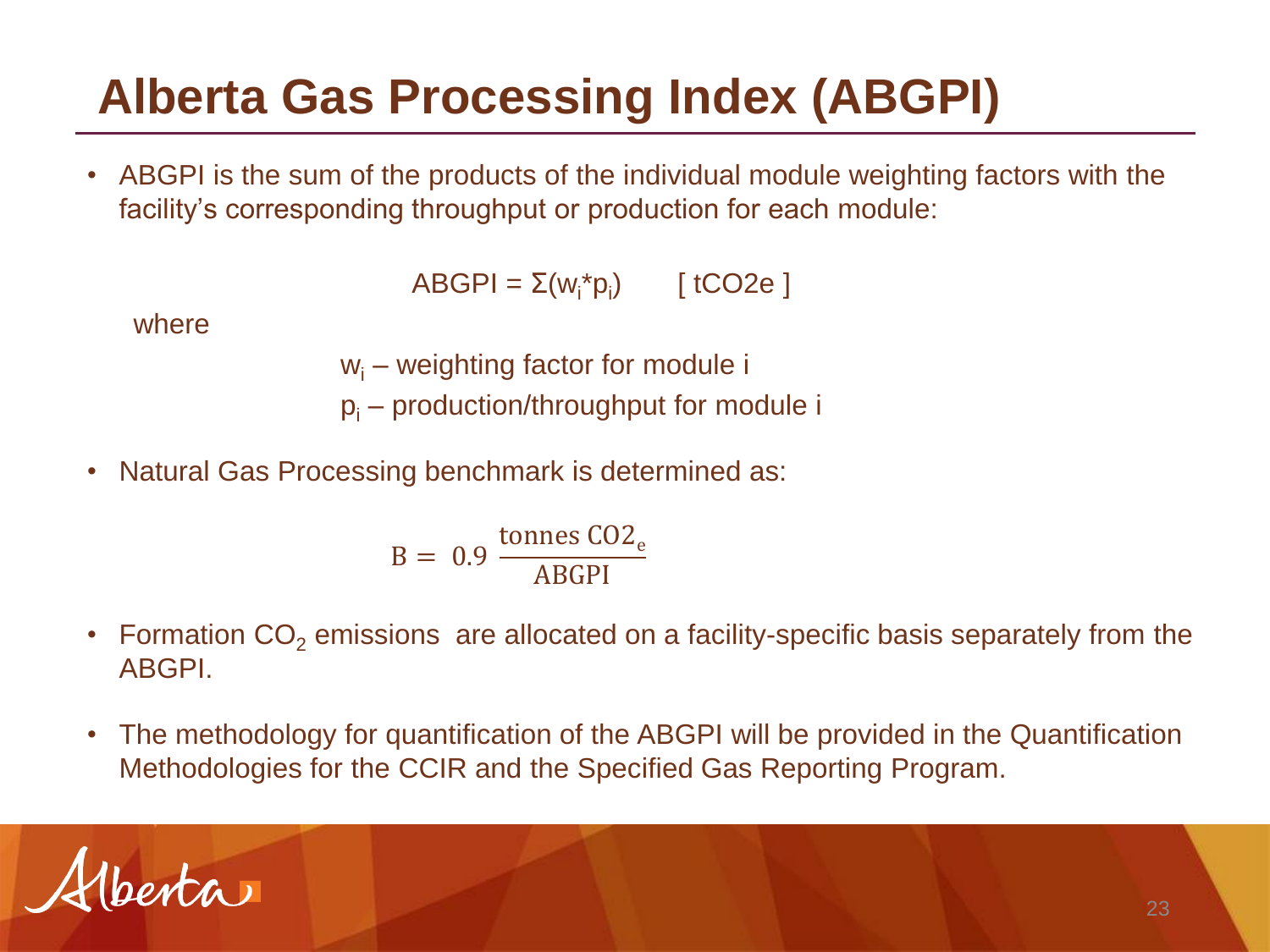# Alberta Gas Processing Index (ABGPI)

- ABGPI is the sum of the products of the individual module weighting factors with the facility's corresponding throughput or production for each module:

$$ABGPI = \Sigma(w_i * p_i) \qquad [\ tCO2e\ ]$$

where

$w_i$ – weighting factor for module i

$p_i$ – production/throughput for module i

- Natural Gas Processing benchmark is determined as:

$$B = 0.9\ \frac{\text{tonnes CO2}_e}{\text{ABGPI}}$$

- Formation $CO_2$ emissions are allocated on a facility-specific basis separately from the ABGPI.
- The methodology for quantification of the ABGPI will be provided in the Quantification Methodologies for the CCIR and the Specified Gas Reporting Program.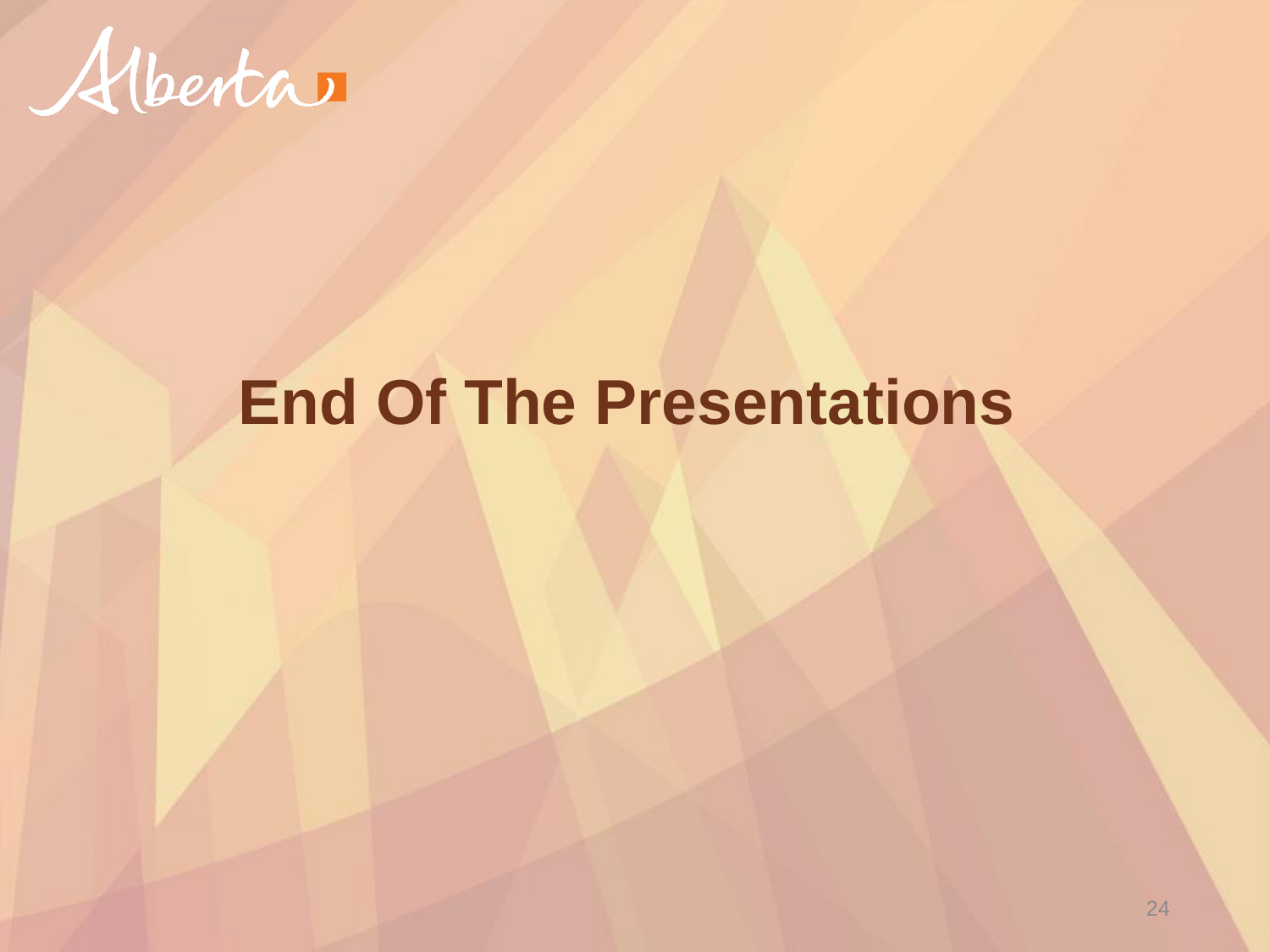# End Of The Presentations